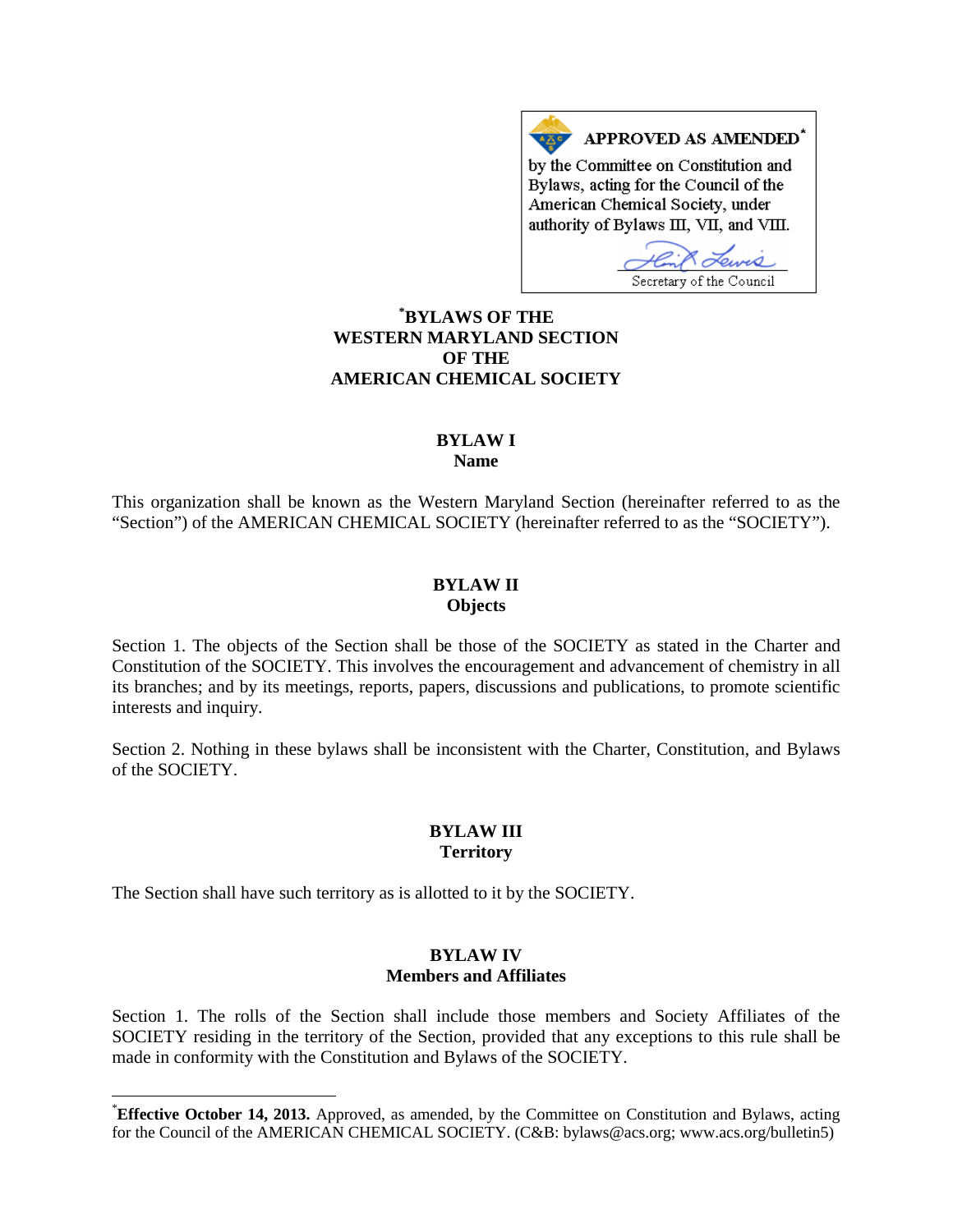**APPROVED AS AMENDED[*]**
by the Committee on Constitution and Bylaws, acting for the Council of the American Chemical Society, under authority of Bylaws III, VII, and VIII.

Secretary of the Council

# [*]BYLAWS OF THE WESTERN MARYLAND SECTION OF THE AMERICAN CHEMICAL SOCIETY

## BYLAW I
### Name

This organization shall be known as the Western Maryland Section (hereinafter referred to as the "Section") of the AMERICAN CHEMICAL SOCIETY (hereinafter referred to as the "SOCIETY").

## BYLAW II
### Objects

Section 1. The objects of the Section shall be those of the SOCIETY as stated in the Charter and Constitution of the SOCIETY. This involves the encouragement and advancement of chemistry in all its branches; and by its meetings, reports, papers, discussions and publications, to promote scientific interests and inquiry.

Section 2. Nothing in these bylaws shall be inconsistent with the Charter, Constitution, and Bylaws of the SOCIETY.

## BYLAW III
### Territory

The Section shall have such territory as is allotted to it by the SOCIETY.

## BYLAW IV
### Members and Affiliates

Section 1. The rolls of the Section shall include those members and Society Affiliates of the SOCIETY residing in the territory of the Section, provided that any exceptions to this rule shall be made in conformity with the Constitution and Bylaws of the SOCIETY.

---

[*]**Effective October 14, 2013.** Approved, as amended, by the Committee on Constitution and Bylaws, acting for the Council of the AMERICAN CHEMICAL SOCIETY. (C&B: bylaws@acs.org; www.acs.org/bulletin5)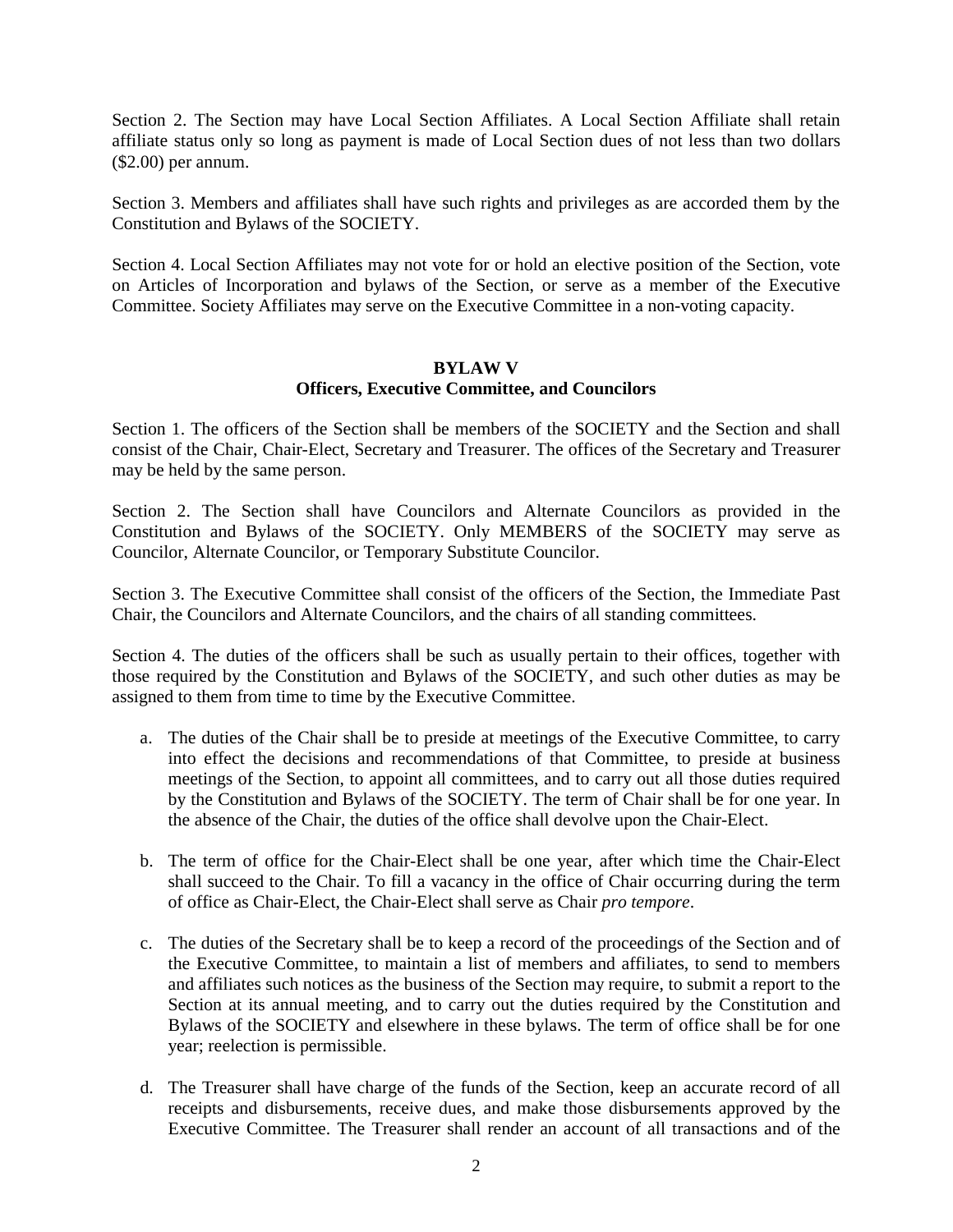Section 2. The Section may have Local Section Affiliates. A Local Section Affiliate shall retain affiliate status only so long as payment is made of Local Section dues of not less than two dollars ($2.00) per annum.

Section 3. Members and affiliates shall have such rights and privileges as are accorded them by the Constitution and Bylaws of the SOCIETY.

Section 4. Local Section Affiliates may not vote for or hold an elective position of the Section, vote on Articles of Incorporation and bylaws of the Section, or serve as a member of the Executive Committee. Society Affiliates may serve on the Executive Committee in a non-voting capacity.

## BYLAW V
## Officers, Executive Committee, and Councilors

Section 1. The officers of the Section shall be members of the SOCIETY and the Section and shall consist of the Chair, Chair-Elect, Secretary and Treasurer. The offices of the Secretary and Treasurer may be held by the same person.

Section 2. The Section shall have Councilors and Alternate Councilors as provided in the Constitution and Bylaws of the SOCIETY. Only MEMBERS of the SOCIETY may serve as Councilor, Alternate Councilor, or Temporary Substitute Councilor.

Section 3. The Executive Committee shall consist of the officers of the Section, the Immediate Past Chair, the Councilors and Alternate Councilors, and the chairs of all standing committees.

Section 4. The duties of the officers shall be such as usually pertain to their offices, together with those required by the Constitution and Bylaws of the SOCIETY, and such other duties as may be assigned to them from time to time by the Executive Committee.

a. The duties of the Chair shall be to preside at meetings of the Executive Committee, to carry into effect the decisions and recommendations of that Committee, to preside at business meetings of the Section, to appoint all committees, and to carry out all those duties required by the Constitution and Bylaws of the SOCIETY. The term of Chair shall be for one year. In the absence of the Chair, the duties of the office shall devolve upon the Chair-Elect.

b. The term of office for the Chair-Elect shall be one year, after which time the Chair-Elect shall succeed to the Chair. To fill a vacancy in the office of Chair occurring during the term of office as Chair-Elect, the Chair-Elect shall serve as Chair *pro tempore*.

c. The duties of the Secretary shall be to keep a record of the proceedings of the Section and of the Executive Committee, to maintain a list of members and affiliates, to send to members and affiliates such notices as the business of the Section may require, to submit a report to the Section at its annual meeting, and to carry out the duties required by the Constitution and Bylaws of the SOCIETY and elsewhere in these bylaws. The term of office shall be for one year; reelection is permissible.

d. The Treasurer shall have charge of the funds of the Section, keep an accurate record of all receipts and disbursements, receive dues, and make those disbursements approved by the Executive Committee. The Treasurer shall render an account of all transactions and of the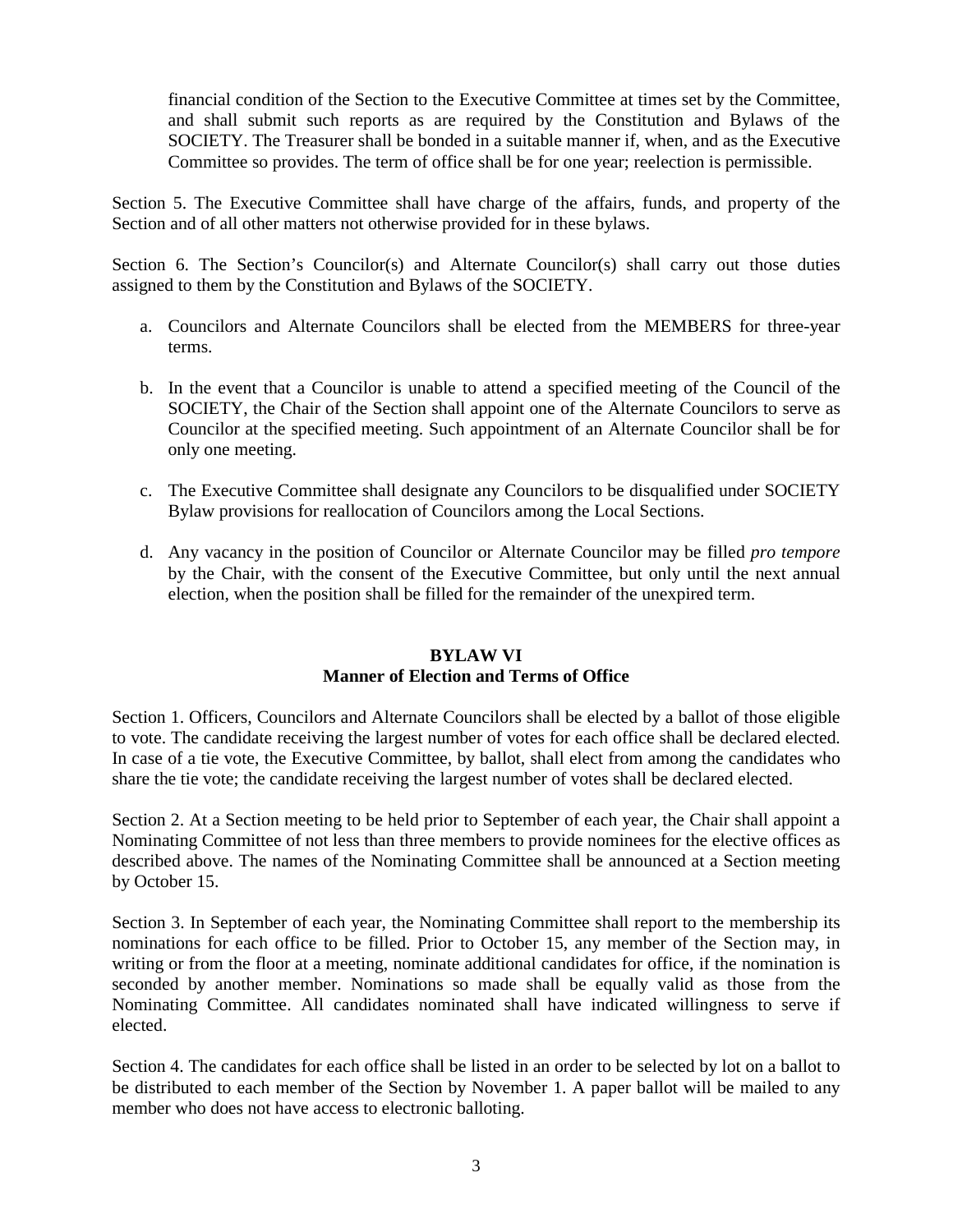financial condition of the Section to the Executive Committee at times set by the Committee, and shall submit such reports as are required by the Constitution and Bylaws of the SOCIETY. The Treasurer shall be bonded in a suitable manner if, when, and as the Executive Committee so provides. The term of office shall be for one year; reelection is permissible.

Section 5. The Executive Committee shall have charge of the affairs, funds, and property of the Section and of all other matters not otherwise provided for in these bylaws.

Section 6. The Section's Councilor(s) and Alternate Councilor(s) shall carry out those duties assigned to them by the Constitution and Bylaws of the SOCIETY.

a. Councilors and Alternate Councilors shall be elected from the MEMBERS for three-year terms.

b. In the event that a Councilor is unable to attend a specified meeting of the Council of the SOCIETY, the Chair of the Section shall appoint one of the Alternate Councilors to serve as Councilor at the specified meeting. Such appointment of an Alternate Councilor shall be for only one meeting.

c. The Executive Committee shall designate any Councilors to be disqualified under SOCIETY Bylaw provisions for reallocation of Councilors among the Local Sections.

d. Any vacancy in the position of Councilor or Alternate Councilor may be filled *pro tempore* by the Chair, with the consent of the Executive Committee, but only until the next annual election, when the position shall be filled for the remainder of the unexpired term.

## BYLAW VI
## Manner of Election and Terms of Office

Section 1. Officers, Councilors and Alternate Councilors shall be elected by a ballot of those eligible to vote. The candidate receiving the largest number of votes for each office shall be declared elected. In case of a tie vote, the Executive Committee, by ballot, shall elect from among the candidates who share the tie vote; the candidate receiving the largest number of votes shall be declared elected.

Section 2. At a Section meeting to be held prior to September of each year, the Chair shall appoint a Nominating Committee of not less than three members to provide nominees for the elective offices as described above. The names of the Nominating Committee shall be announced at a Section meeting by October 15.

Section 3. In September of each year, the Nominating Committee shall report to the membership its nominations for each office to be filled. Prior to October 15, any member of the Section may, in writing or from the floor at a meeting, nominate additional candidates for office, if the nomination is seconded by another member. Nominations so made shall be equally valid as those from the Nominating Committee. All candidates nominated shall have indicated willingness to serve if elected.

Section 4. The candidates for each office shall be listed in an order to be selected by lot on a ballot to be distributed to each member of the Section by November 1. A paper ballot will be mailed to any member who does not have access to electronic balloting.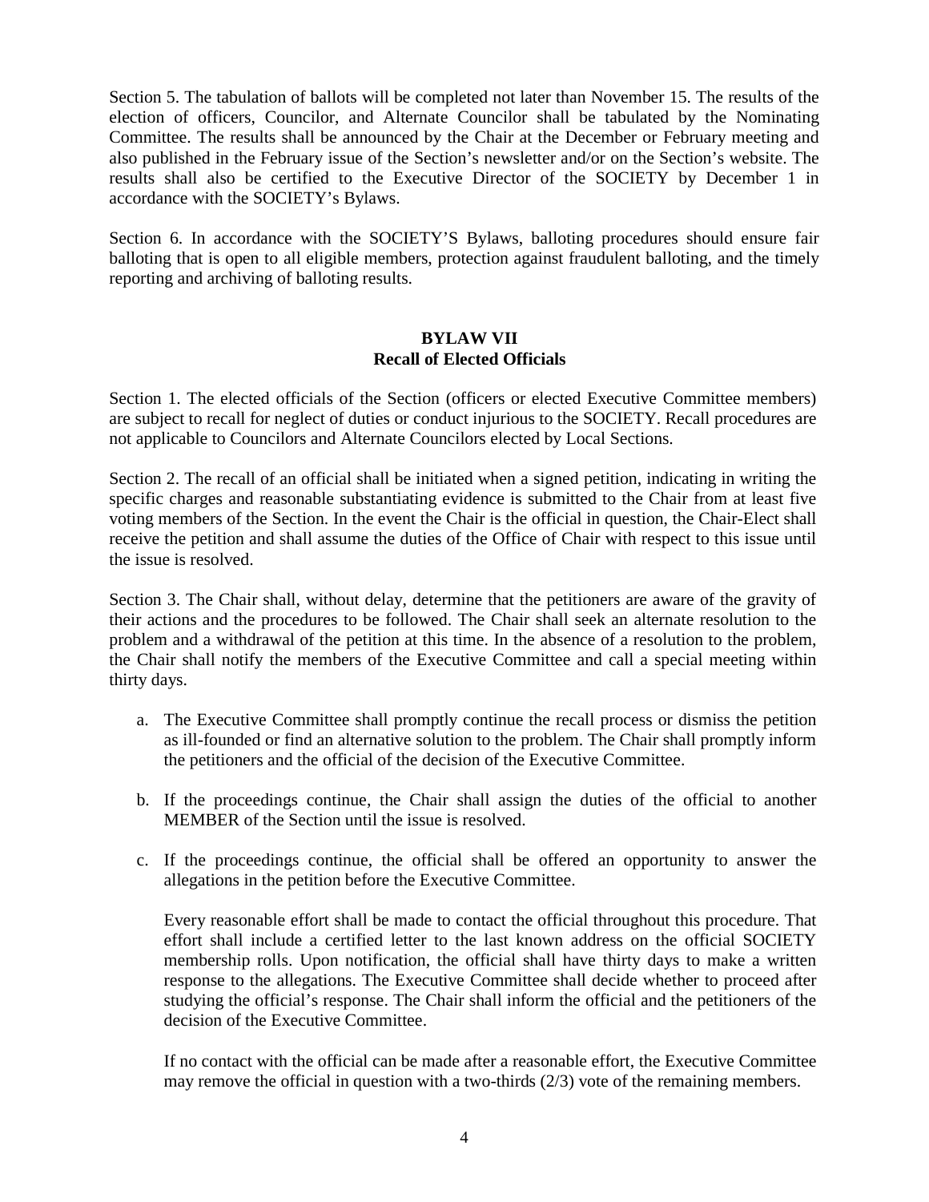Section 5. The tabulation of ballots will be completed not later than November 15. The results of the election of officers, Councilor, and Alternate Councilor shall be tabulated by the Nominating Committee. The results shall be announced by the Chair at the December or February meeting and also published in the February issue of the Section's newsletter and/or on the Section's website. The results shall also be certified to the Executive Director of the SOCIETY by December 1 in accordance with the SOCIETY's Bylaws.

Section 6. In accordance with the SOCIETY'S Bylaws, balloting procedures should ensure fair balloting that is open to all eligible members, protection against fraudulent balloting, and the timely reporting and archiving of balloting results.

## BYLAW VII
## Recall of Elected Officials

Section 1. The elected officials of the Section (officers or elected Executive Committee members) are subject to recall for neglect of duties or conduct injurious to the SOCIETY. Recall procedures are not applicable to Councilors and Alternate Councilors elected by Local Sections.

Section 2. The recall of an official shall be initiated when a signed petition, indicating in writing the specific charges and reasonable substantiating evidence is submitted to the Chair from at least five voting members of the Section. In the event the Chair is the official in question, the Chair-Elect shall receive the petition and shall assume the duties of the Office of Chair with respect to this issue until the issue is resolved.

Section 3. The Chair shall, without delay, determine that the petitioners are aware of the gravity of their actions and the procedures to be followed. The Chair shall seek an alternate resolution to the problem and a withdrawal of the petition at this time. In the absence of a resolution to the problem, the Chair shall notify the members of the Executive Committee and call a special meeting within thirty days.

a. The Executive Committee shall promptly continue the recall process or dismiss the petition as ill-founded or find an alternative solution to the problem. The Chair shall promptly inform the petitioners and the official of the decision of the Executive Committee.

b. If the proceedings continue, the Chair shall assign the duties of the official to another MEMBER of the Section until the issue is resolved.

c. If the proceedings continue, the official shall be offered an opportunity to answer the allegations in the petition before the Executive Committee.

   Every reasonable effort shall be made to contact the official throughout this procedure. That effort shall include a certified letter to the last known address on the official SOCIETY membership rolls. Upon notification, the official shall have thirty days to make a written response to the allegations. The Executive Committee shall decide whether to proceed after studying the official's response. The Chair shall inform the official and the petitioners of the decision of the Executive Committee.

   If no contact with the official can be made after a reasonable effort, the Executive Committee may remove the official in question with a two-thirds (2/3) vote of the remaining members.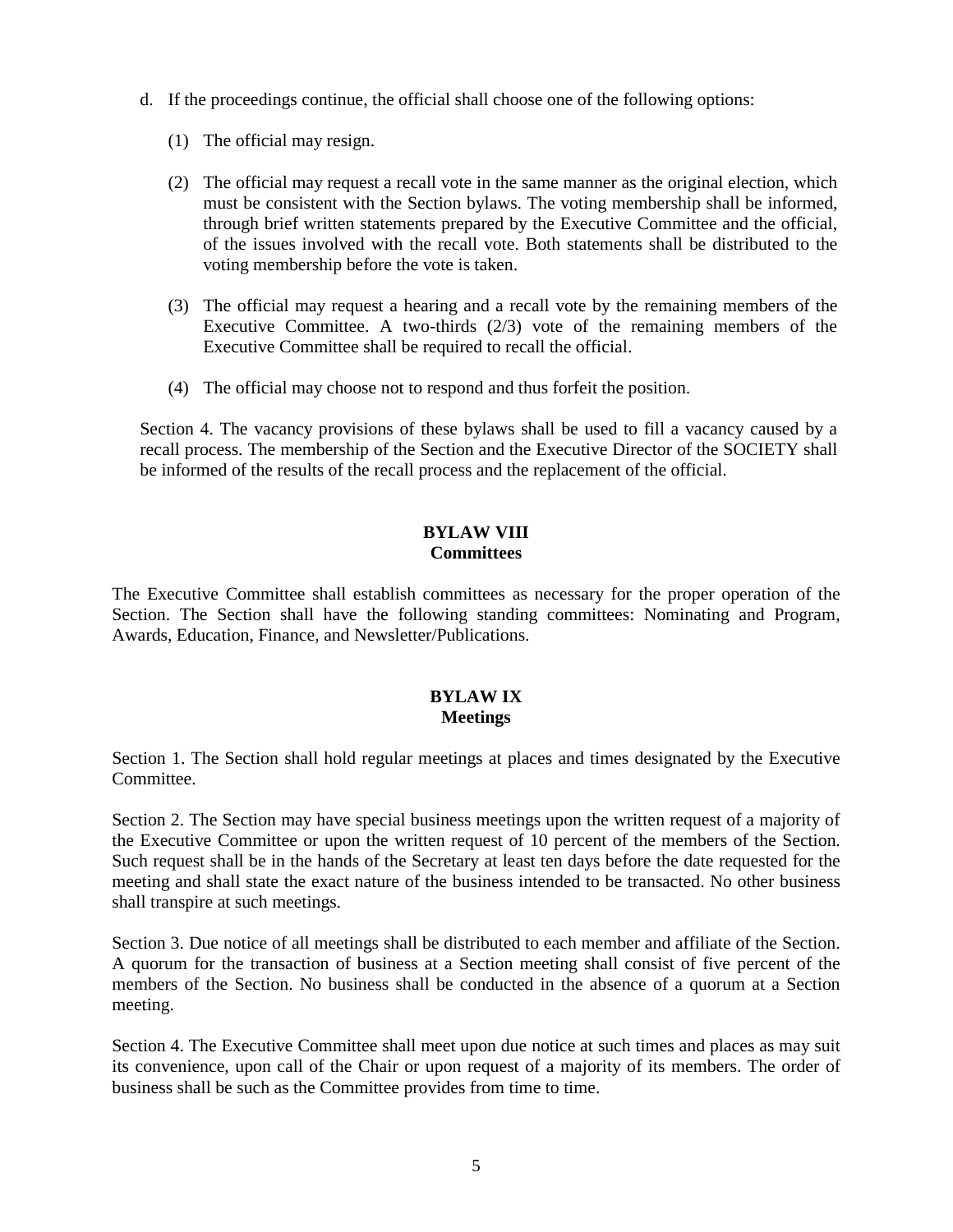d. If the proceedings continue, the official shall choose one of the following options:

   (1) The official may resign.

   (2) The official may request a recall vote in the same manner as the original election, which must be consistent with the Section bylaws. The voting membership shall be informed, through brief written statements prepared by the Executive Committee and the official, of the issues involved with the recall vote. Both statements shall be distributed to the voting membership before the vote is taken.

   (3) The official may request a hearing and a recall vote by the remaining members of the Executive Committee. A two-thirds (2/3) vote of the remaining members of the Executive Committee shall be required to recall the official.

   (4) The official may choose not to respond and thus forfeit the position.

Section 4. The vacancy provisions of these bylaws shall be used to fill a vacancy caused by a recall process. The membership of the Section and the Executive Director of the SOCIETY shall be informed of the results of the recall process and the replacement of the official.

## BYLAW VIII
## Committees

The Executive Committee shall establish committees as necessary for the proper operation of the Section. The Section shall have the following standing committees: Nominating and Program, Awards, Education, Finance, and Newsletter/Publications.

## BYLAW IX
## Meetings

Section 1. The Section shall hold regular meetings at places and times designated by the Executive Committee.

Section 2. The Section may have special business meetings upon the written request of a majority of the Executive Committee or upon the written request of 10 percent of the members of the Section. Such request shall be in the hands of the Secretary at least ten days before the date requested for the meeting and shall state the exact nature of the business intended to be transacted. No other business shall transpire at such meetings.

Section 3. Due notice of all meetings shall be distributed to each member and affiliate of the Section. A quorum for the transaction of business at a Section meeting shall consist of five percent of the members of the Section. No business shall be conducted in the absence of a quorum at a Section meeting.

Section 4. The Executive Committee shall meet upon due notice at such times and places as may suit its convenience, upon call of the Chair or upon request of a majority of its members. The order of business shall be such as the Committee provides from time to time.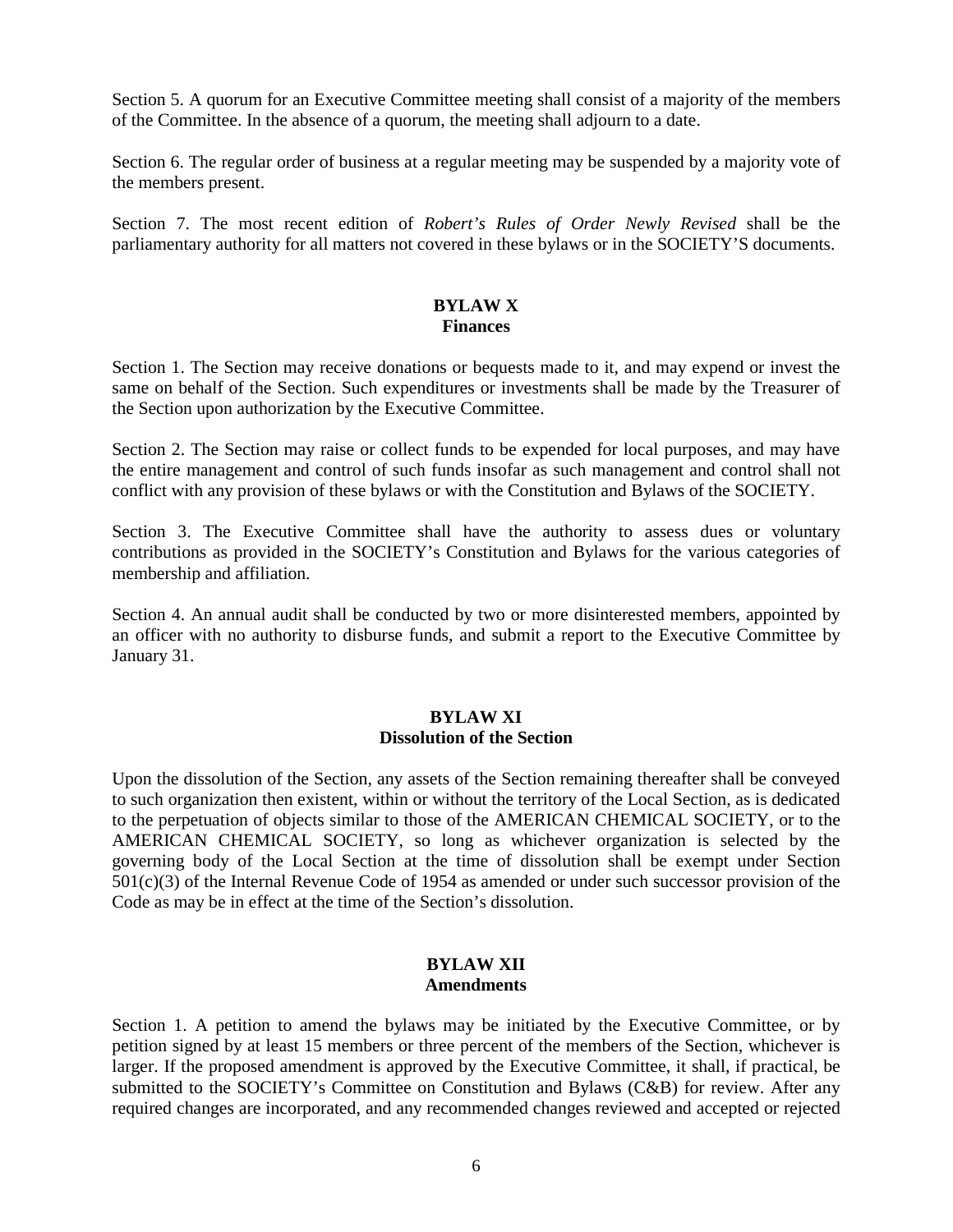Section 5. A quorum for an Executive Committee meeting shall consist of a majority of the members of the Committee. In the absence of a quorum, the meeting shall adjourn to a date.

Section 6. The regular order of business at a regular meeting may be suspended by a majority vote of the members present.

Section 7. The most recent edition of *Robert's Rules of Order Newly Revised* shall be the parliamentary authority for all matters not covered in these bylaws or in the SOCIETY'S documents.

## BYLAW X
## Finances

Section 1. The Section may receive donations or bequests made to it, and may expend or invest the same on behalf of the Section. Such expenditures or investments shall be made by the Treasurer of the Section upon authorization by the Executive Committee.

Section 2. The Section may raise or collect funds to be expended for local purposes, and may have the entire management and control of such funds insofar as such management and control shall not conflict with any provision of these bylaws or with the Constitution and Bylaws of the SOCIETY.

Section 3. The Executive Committee shall have the authority to assess dues or voluntary contributions as provided in the SOCIETY's Constitution and Bylaws for the various categories of membership and affiliation.

Section 4. An annual audit shall be conducted by two or more disinterested members, appointed by an officer with no authority to disburse funds, and submit a report to the Executive Committee by January 31.

## BYLAW XI
## Dissolution of the Section

Upon the dissolution of the Section, any assets of the Section remaining thereafter shall be conveyed to such organization then existent, within or without the territory of the Local Section, as is dedicated to the perpetuation of objects similar to those of the AMERICAN CHEMICAL SOCIETY, or to the AMERICAN CHEMICAL SOCIETY, so long as whichever organization is selected by the governing body of the Local Section at the time of dissolution shall be exempt under Section 501(c)(3) of the Internal Revenue Code of 1954 as amended or under such successor provision of the Code as may be in effect at the time of the Section's dissolution.

## BYLAW XII
## Amendments

Section 1. A petition to amend the bylaws may be initiated by the Executive Committee, or by petition signed by at least 15 members or three percent of the members of the Section, whichever is larger. If the proposed amendment is approved by the Executive Committee, it shall, if practical, be submitted to the SOCIETY's Committee on Constitution and Bylaws (C&B) for review. After any required changes are incorporated, and any recommended changes reviewed and accepted or rejected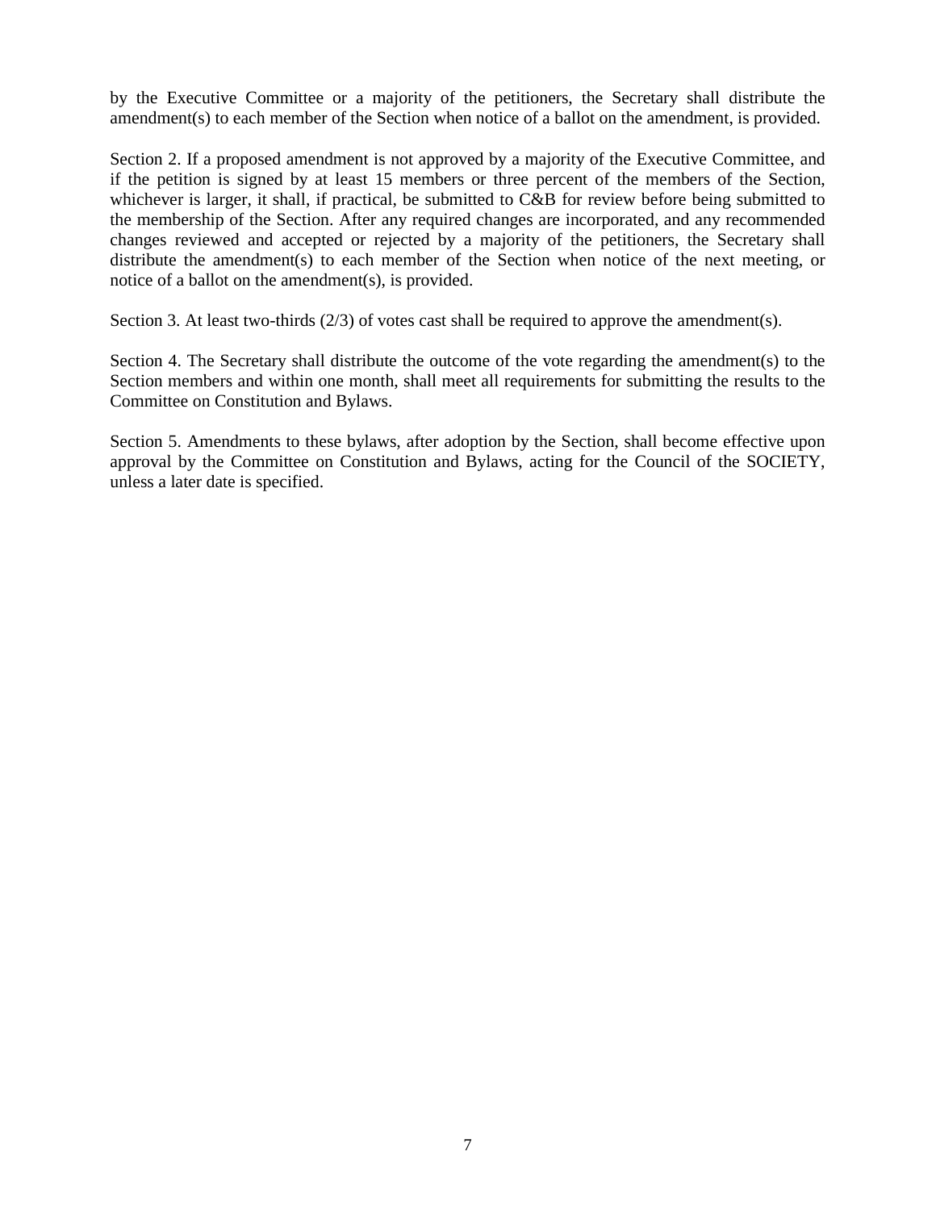by the Executive Committee or a majority of the petitioners, the Secretary shall distribute the amendment(s) to each member of the Section when notice of a ballot on the amendment, is provided.

Section 2. If a proposed amendment is not approved by a majority of the Executive Committee, and if the petition is signed by at least 15 members or three percent of the members of the Section, whichever is larger, it shall, if practical, be submitted to C&B for review before being submitted to the membership of the Section. After any required changes are incorporated, and any recommended changes reviewed and accepted or rejected by a majority of the petitioners, the Secretary shall distribute the amendment(s) to each member of the Section when notice of the next meeting, or notice of a ballot on the amendment(s), is provided.

Section 3. At least two-thirds (2/3) of votes cast shall be required to approve the amendment(s).

Section 4. The Secretary shall distribute the outcome of the vote regarding the amendment(s) to the Section members and within one month, shall meet all requirements for submitting the results to the Committee on Constitution and Bylaws.

Section 5. Amendments to these bylaws, after adoption by the Section, shall become effective upon approval by the Committee on Constitution and Bylaws, acting for the Council of the SOCIETY, unless a later date is specified.